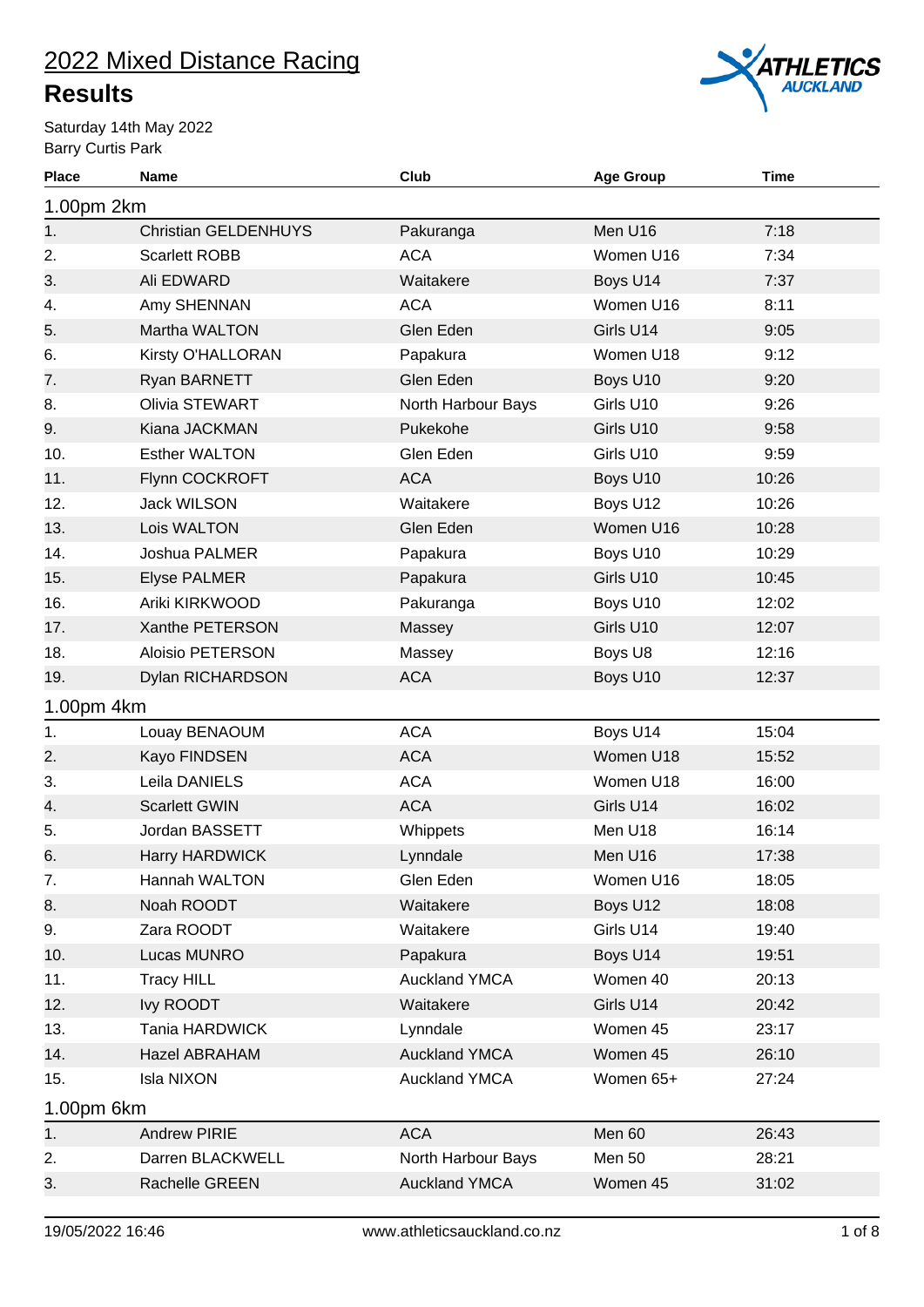# 2022 Mixed Distance Racing

## Results

Saturday 14th May 2022
Barry Curtis Park

| Place | Name | Club | Age Group | Time |
|---|---|---|---|---|
| **1.00pm 2km** | | | | |
| 1. | Christian GELDENHUYS | Pakuranga | Men U16 | 7:18 |
| 2. | Scarlett ROBB | ACA | Women U16 | 7:34 |
| 3. | Ali EDWARD | Waitakere | Boys U14 | 7:37 |
| 4. | Amy SHENNAN | ACA | Women U16 | 8:11 |
| 5. | Martha WALTON | Glen Eden | Girls U14 | 9:05 |
| 6. | Kirsty O'HALLORAN | Papakura | Women U18 | 9:12 |
| 7. | Ryan BARNETT | Glen Eden | Boys U10 | 9:20 |
| 8. | Olivia STEWART | North Harbour Bays | Girls U10 | 9:26 |
| 9. | Kiana JACKMAN | Pukekohe | Girls U10 | 9:58 |
| 10. | Esther WALTON | Glen Eden | Girls U10 | 9:59 |
| 11. | Flynn COCKROFT | ACA | Boys U10 | 10:26 |
| 12. | Jack WILSON | Waitakere | Boys U12 | 10:26 |
| 13. | Lois WALTON | Glen Eden | Women U16 | 10:28 |
| 14. | Joshua PALMER | Papakura | Boys U10 | 10:29 |
| 15. | Elyse PALMER | Papakura | Girls U10 | 10:45 |
| 16. | Ariki KIRKWOOD | Pakuranga | Boys U10 | 12:02 |
| 17. | Xanthe PETERSON | Massey | Girls U10 | 12:07 |
| 18. | Aloisio PETERSON | Massey | Boys U8 | 12:16 |
| 19. | Dylan RICHARDSON | ACA | Boys U10 | 12:37 |
| **1.00pm 4km** | | | | |
| 1. | Louay BENAOUM | ACA | Boys U14 | 15:04 |
| 2. | Kayo FINDSEN | ACA | Women U18 | 15:52 |
| 3. | Leila DANIELS | ACA | Women U18 | 16:00 |
| 4. | Scarlett GWIN | ACA | Girls U14 | 16:02 |
| 5. | Jordan BASSETT | Whippets | Men U18 | 16:14 |
| 6. | Harry HARDWICK | Lynndale | Men U16 | 17:38 |
| 7. | Hannah WALTON | Glen Eden | Women U16 | 18:05 |
| 8. | Noah ROODT | Waitakere | Boys U12 | 18:08 |
| 9. | Zara ROODT | Waitakere | Girls U14 | 19:40 |
| 10. | Lucas MUNRO | Papakura | Boys U14 | 19:51 |
| 11. | Tracy HILL | Auckland YMCA | Women 40 | 20:13 |
| 12. | Ivy ROODT | Waitakere | Girls U14 | 20:42 |
| 13. | Tania HARDWICK | Lynndale | Women 45 | 23:17 |
| 14. | Hazel ABRAHAM | Auckland YMCA | Women 45 | 26:10 |
| 15. | Isla NIXON | Auckland YMCA | Women 65+ | 27:24 |
| **1.00pm 6km** | | | | |
| 1. | Andrew PIRIE | ACA | Men 60 | 26:43 |
| 2. | Darren BLACKWELL | North Harbour Bays | Men 50 | 28:21 |
| 3. | Rachelle GREEN | Auckland YMCA | Women 45 | 31:02 |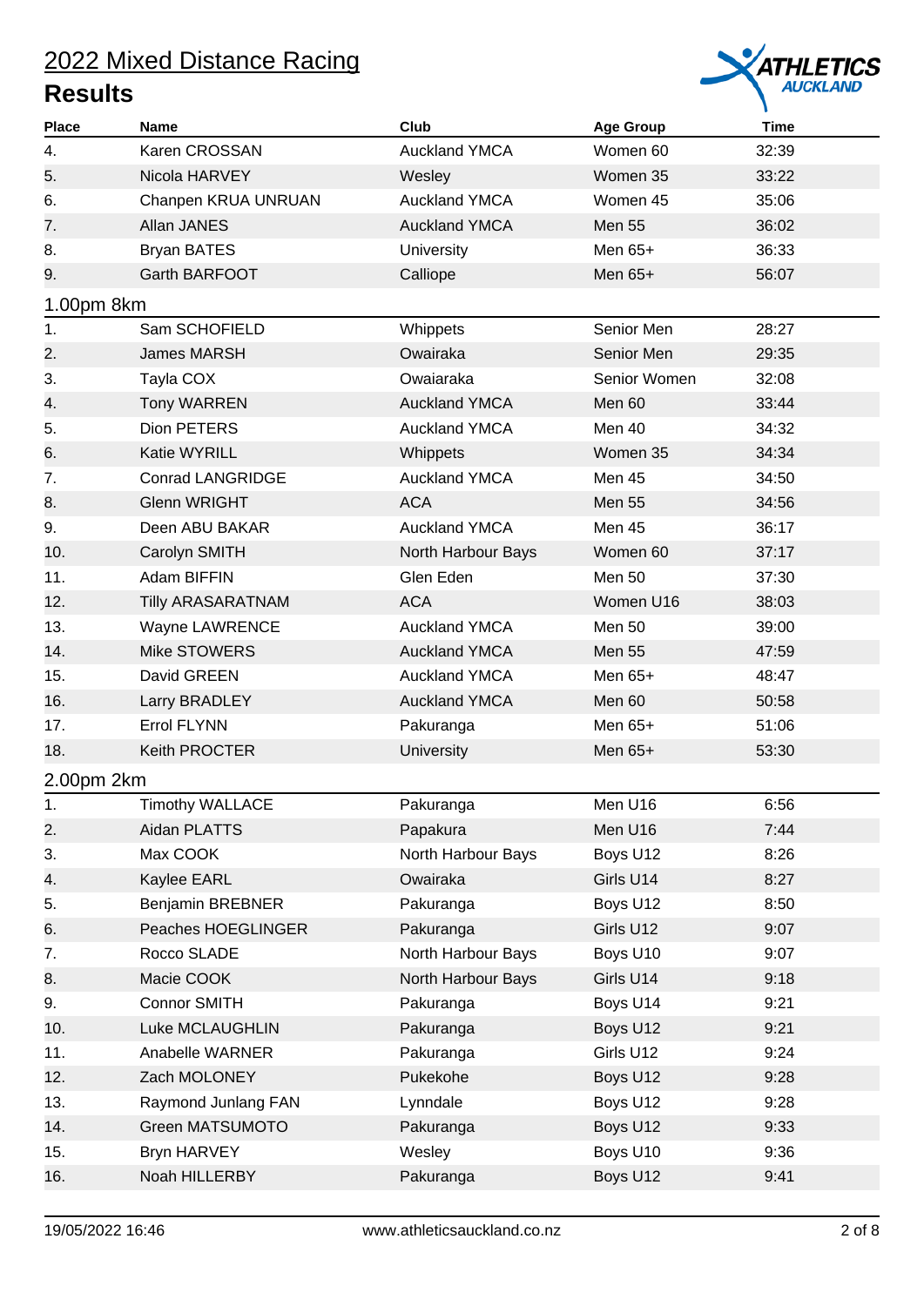# 2022 Mixed Distance Racing

## Results

| Place | Name | Club | Age Group | Time |
|---|---|---|---|---|
| 4. | Karen CROSSAN | Auckland YMCA | Women 60 | 32:39 |
| 5. | Nicola HARVEY | Wesley | Women 35 | 33:22 |
| 6. | Chanpen KRUA UNRUAN | Auckland YMCA | Women 45 | 35:06 |
| 7. | Allan JANES | Auckland YMCA | Men 55 | 36:02 |
| 8. | Bryan BATES | University | Men 65+ | 36:33 |
| 9. | Garth BARFOOT | Calliope | Men 65+ | 56:07 |

### 1.00pm 8km

| Place | Name | Club | Age Group | Time |
|---|---|---|---|---|
| 1. | Sam SCHOFIELD | Whippets | Senior Men | 28:27 |
| 2. | James MARSH | Owairaka | Senior Men | 29:35 |
| 3. | Tayla COX | Owaiaraka | Senior Women | 32:08 |
| 4. | Tony WARREN | Auckland YMCA | Men 60 | 33:44 |
| 5. | Dion PETERS | Auckland YMCA | Men 40 | 34:32 |
| 6. | Katie WYRILL | Whippets | Women 35 | 34:34 |
| 7. | Conrad LANGRIDGE | Auckland YMCA | Men 45 | 34:50 |
| 8. | Glenn WRIGHT | ACA | Men 55 | 34:56 |
| 9. | Deen ABU BAKAR | Auckland YMCA | Men 45 | 36:17 |
| 10. | Carolyn SMITH | North Harbour Bays | Women 60 | 37:17 |
| 11. | Adam BIFFIN | Glen Eden | Men 50 | 37:30 |
| 12. | Tilly ARASARATNAM | ACA | Women U16 | 38:03 |
| 13. | Wayne LAWRENCE | Auckland YMCA | Men 50 | 39:00 |
| 14. | Mike STOWERS | Auckland YMCA | Men 55 | 47:59 |
| 15. | David GREEN | Auckland YMCA | Men 65+ | 48:47 |
| 16. | Larry BRADLEY | Auckland YMCA | Men 60 | 50:58 |
| 17. | Errol FLYNN | Pakuranga | Men 65+ | 51:06 |
| 18. | Keith PROCTER | University | Men 65+ | 53:30 |

### 2.00pm 2km

| Place | Name | Club | Age Group | Time |
|---|---|---|---|---|
| 1. | Timothy WALLACE | Pakuranga | Men U16 | 6:56 |
| 2. | Aidan PLATTS | Papakura | Men U16 | 7:44 |
| 3. | Max COOK | North Harbour Bays | Boys U12 | 8:26 |
| 4. | Kaylee EARL | Owairaka | Girls U14 | 8:27 |
| 5. | Benjamin BREBNER | Pakuranga | Boys U12 | 8:50 |
| 6. | Peaches HOEGLINGER | Pakuranga | Girls U12 | 9:07 |
| 7. | Rocco SLADE | North Harbour Bays | Boys U10 | 9:07 |
| 8. | Macie COOK | North Harbour Bays | Girls U14 | 9:18 |
| 9. | Connor SMITH | Pakuranga | Boys U14 | 9:21 |
| 10. | Luke MCLAUGHLIN | Pakuranga | Boys U12 | 9:21 |
| 11. | Anabelle WARNER | Pakuranga | Girls U12 | 9:24 |
| 12. | Zach MOLONEY | Pukekohe | Boys U12 | 9:28 |
| 13. | Raymond Junlang FAN | Lynndale | Boys U12 | 9:28 |
| 14. | Green MATSUMOTO | Pakuranga | Boys U12 | 9:33 |
| 15. | Bryn HARVEY | Wesley | Boys U10 | 9:36 |
| 16. | Noah HILLERBY | Pakuranga | Boys U12 | 9:41 |

19/05/2022 16:46 www.athleticsauckland.co.nz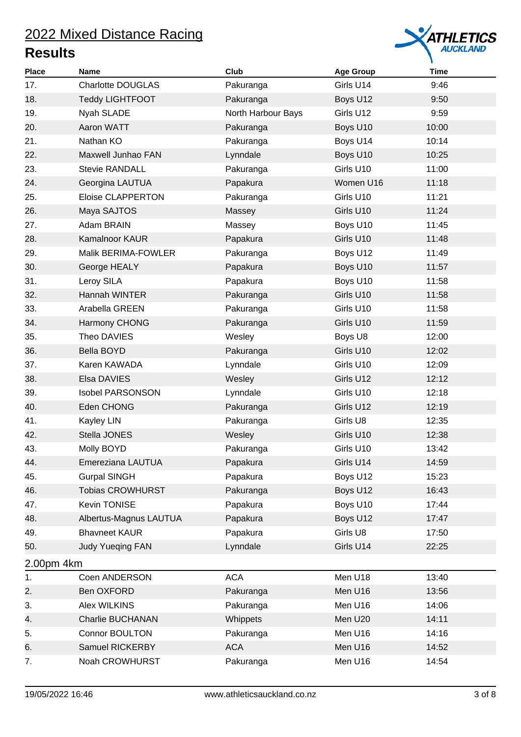# 2022 Mixed Distance Racing

## Results

| Place | Name | Club | Age Group | Time |
|---|---|---|---|---|
| 17. | Charlotte DOUGLAS | Pakuranga | Girls U14 | 9:46 |
| 18. | Teddy LIGHTFOOT | Pakuranga | Boys U12 | 9:50 |
| 19. | Nyah SLADE | North Harbour Bays | Girls U12 | 9:59 |
| 20. | Aaron WATT | Pakuranga | Boys U10 | 10:00 |
| 21. | Nathan KO | Pakuranga | Boys U14 | 10:14 |
| 22. | Maxwell Junhao FAN | Lynndale | Boys U10 | 10:25 |
| 23. | Stevie RANDALL | Pakuranga | Girls U10 | 11:00 |
| 24. | Georgina LAUTUA | Papakura | Women U16 | 11:18 |
| 25. | Eloise CLAPPERTON | Pakuranga | Girls U10 | 11:21 |
| 26. | Maya SAJTOS | Massey | Girls U10 | 11:24 |
| 27. | Adam BRAIN | Massey | Boys U10 | 11:45 |
| 28. | Kamalnoor KAUR | Papakura | Girls U10 | 11:48 |
| 29. | Malik BERIMA-FOWLER | Pakuranga | Boys U12 | 11:49 |
| 30. | George HEALY | Papakura | Boys U10 | 11:57 |
| 31. | Leroy SILA | Papakura | Boys U10 | 11:58 |
| 32. | Hannah WINTER | Pakuranga | Girls U10 | 11:58 |
| 33. | Arabella GREEN | Pakuranga | Girls U10 | 11:58 |
| 34. | Harmony CHONG | Pakuranga | Girls U10 | 11:59 |
| 35. | Theo DAVIES | Wesley | Boys U8 | 12:00 |
| 36. | Bella BOYD | Pakuranga | Girls U10 | 12:02 |
| 37. | Karen KAWADA | Lynndale | Girls U10 | 12:09 |
| 38. | Elsa DAVIES | Wesley | Girls U12 | 12:12 |
| 39. | Isobel PARSONSON | Lynndale | Girls U10 | 12:18 |
| 40. | Eden CHONG | Pakuranga | Girls U12 | 12:19 |
| 41. | Kayley LIN | Pakuranga | Girls U8 | 12:35 |
| 42. | Stella JONES | Wesley | Girls U10 | 12:38 |
| 43. | Molly BOYD | Pakuranga | Girls U10 | 13:42 |
| 44. | Emereziana LAUTUA | Papakura | Girls U14 | 14:59 |
| 45. | Gurpal SINGH | Papakura | Boys U12 | 15:23 |
| 46. | Tobias CROWHURST | Pakuranga | Boys U12 | 16:43 |
| 47. | Kevin TONISE | Papakura | Boys U10 | 17:44 |
| 48. | Albertus-Magnus LAUTUA | Papakura | Boys U12 | 17:47 |
| 49. | Bhavneet KAUR | Papakura | Girls U8 | 17:50 |
| 50. | Judy Yueqing FAN | Lynndale | Girls U14 | 22:25 |

### 2.00pm 4km

| Place | Name | Club | Age Group | Time |
|---|---|---|---|---|
| 1. | Coen ANDERSON | ACA | Men U18 | 13:40 |
| 2. | Ben OXFORD | Pakuranga | Men U16 | 13:56 |
| 3. | Alex WILKINS | Pakuranga | Men U16 | 14:06 |
| 4. | Charlie BUCHANAN | Whippets | Men U20 | 14:11 |
| 5. | Connor BOULTON | Pakuranga | Men U16 | 14:16 |
| 6. | Samuel RICKERBY | ACA | Men U16 | 14:52 |
| 7. | Noah CROWHURST | Pakuranga | Men U16 | 14:54 |

19/05/2022 16:46 www.athleticsauckland.co.nz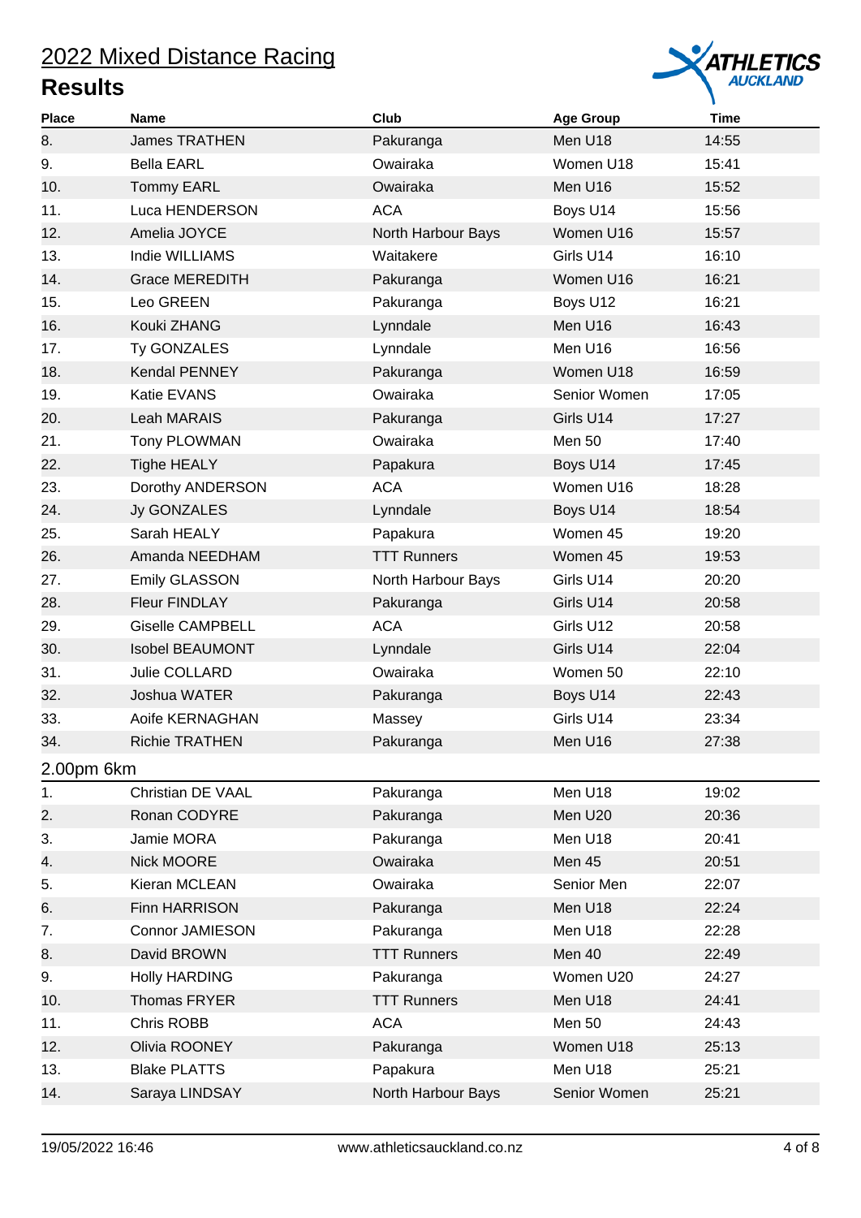# 2022 Mixed Distance Racing

## Results

| Place | Name | Club | Age Group | Time |
|---|---|---|---|---|
| 8. | James TRATHEN | Pakuranga | Men U18 | 14:55 |
| 9. | Bella EARL | Owairaka | Women U18 | 15:41 |
| 10. | Tommy EARL | Owairaka | Men U16 | 15:52 |
| 11. | Luca HENDERSON | ACA | Boys U14 | 15:56 |
| 12. | Amelia JOYCE | North Harbour Bays | Women U16 | 15:57 |
| 13. | Indie WILLIAMS | Waitakere | Girls U14 | 16:10 |
| 14. | Grace MEREDITH | Pakuranga | Women U16 | 16:21 |
| 15. | Leo GREEN | Pakuranga | Boys U12 | 16:21 |
| 16. | Kouki ZHANG | Lynndale | Men U16 | 16:43 |
| 17. | Ty GONZALES | Lynndale | Men U16 | 16:56 |
| 18. | Kendal PENNEY | Pakuranga | Women U18 | 16:59 |
| 19. | Katie EVANS | Owairaka | Senior Women | 17:05 |
| 20. | Leah MARAIS | Pakuranga | Girls U14 | 17:27 |
| 21. | Tony PLOWMAN | Owairaka | Men 50 | 17:40 |
| 22. | Tighe HEALY | Papakura | Boys U14 | 17:45 |
| 23. | Dorothy ANDERSON | ACA | Women U16 | 18:28 |
| 24. | Jy GONZALES | Lynndale | Boys U14 | 18:54 |
| 25. | Sarah HEALY | Papakura | Women 45 | 19:20 |
| 26. | Amanda NEEDHAM | TTT Runners | Women 45 | 19:53 |
| 27. | Emily GLASSON | North Harbour Bays | Girls U14 | 20:20 |
| 28. | Fleur FINDLAY | Pakuranga | Girls U14 | 20:58 |
| 29. | Giselle CAMPBELL | ACA | Girls U12 | 20:58 |
| 30. | Isobel BEAUMONT | Lynndale | Girls U14 | 22:04 |
| 31. | Julie COLLARD | Owairaka | Women 50 | 22:10 |
| 32. | Joshua WATER | Pakuranga | Boys U14 | 22:43 |
| 33. | Aoife KERNAGHAN | Massey | Girls U14 | 23:34 |
| 34. | Richie TRATHEN | Pakuranga | Men U16 | 27:38 |

### 2.00pm 6km

| Place | Name | Club | Age Group | Time |
|---|---|---|---|---|
| 1. | Christian DE VAAL | Pakuranga | Men U18 | 19:02 |
| 2. | Ronan CODYRE | Pakuranga | Men U20 | 20:36 |
| 3. | Jamie MORA | Pakuranga | Men U18 | 20:41 |
| 4. | Nick MOORE | Owairaka | Men 45 | 20:51 |
| 5. | Kieran MCLEAN | Owairaka | Senior Men | 22:07 |
| 6. | Finn HARRISON | Pakuranga | Men U18 | 22:24 |
| 7. | Connor JAMIESON | Pakuranga | Men U18 | 22:28 |
| 8. | David BROWN | TTT Runners | Men 40 | 22:49 |
| 9. | Holly HARDING | Pakuranga | Women U20 | 24:27 |
| 10. | Thomas FRYER | TTT Runners | Men U18 | 24:41 |
| 11. | Chris ROBB | ACA | Men 50 | 24:43 |
| 12. | Olivia ROONEY | Pakuranga | Women U18 | 25:13 |
| 13. | Blake PLATTS | Papakura | Men U18 | 25:21 |
| 14. | Saraya LINDSAY | North Harbour Bays | Senior Women | 25:21 |

19/05/2022 16:46 www.athleticsauckland.co.nz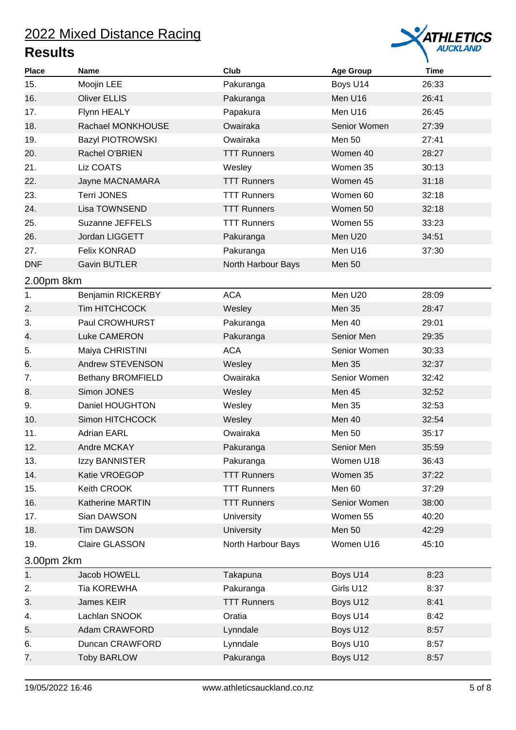# 2022 Mixed Distance Racing

## Results

| Place | Name | Club | Age Group | Time |
|---|---|---|---|---|
| 15. | Moojin LEE | Pakuranga | Boys U14 | 26:33 |
| 16. | Oliver ELLIS | Pakuranga | Men U16 | 26:41 |
| 17. | Flynn HEALY | Papakura | Men U16 | 26:45 |
| 18. | Rachael MONKHOUSE | Owairaka | Senior Women | 27:39 |
| 19. | Bazyl PIOTROWSKI | Owairaka | Men 50 | 27:41 |
| 20. | Rachel O'BRIEN | TTT Runners | Women 40 | 28:27 |
| 21. | Liz COATS | Wesley | Women 35 | 30:13 |
| 22. | Jayne MACNAMARA | TTT Runners | Women 45 | 31:18 |
| 23. | Terri JONES | TTT Runners | Women 60 | 32:18 |
| 24. | Lisa TOWNSEND | TTT Runners | Women 50 | 32:18 |
| 25. | Suzanne JEFFELS | TTT Runners | Women 55 | 33:23 |
| 26. | Jordan LIGGETT | Pakuranga | Men U20 | 34:51 |
| 27. | Felix KONRAD | Pakuranga | Men U16 | 37:30 |
| DNF | Gavin BUTLER | North Harbour Bays | Men 50 | |

### 2.00pm 8km

| Place | Name | Club | Age Group | Time |
|---|---|---|---|---|
| 1. | Benjamin RICKERBY | ACA | Men U20 | 28:09 |
| 2. | Tim HITCHCOCK | Wesley | Men 35 | 28:47 |
| 3. | Paul CROWHURST | Pakuranga | Men 40 | 29:01 |
| 4. | Luke CAMERON | Pakuranga | Senior Men | 29:35 |
| 5. | Maiya CHRISTINI | ACA | Senior Women | 30:33 |
| 6. | Andrew STEVENSON | Wesley | Men 35 | 32:37 |
| 7. | Bethany BROMFIELD | Owairaka | Senior Women | 32:42 |
| 8. | Simon JONES | Wesley | Men 45 | 32:52 |
| 9. | Daniel HOUGHTON | Wesley | Men 35 | 32:53 |
| 10. | Simon HITCHCOCK | Wesley | Men 40 | 32:54 |
| 11. | Adrian EARL | Owairaka | Men 50 | 35:17 |
| 12. | Andre MCKAY | Pakuranga | Senior Men | 35:59 |
| 13. | Izzy BANNISTER | Pakuranga | Women U18 | 36:43 |
| 14. | Katie VROEGOP | TTT Runners | Women 35 | 37:22 |
| 15. | Keith CROOK | TTT Runners | Men 60 | 37:29 |
| 16. | Katherine MARTIN | TTT Runners | Senior Women | 38:00 |
| 17. | Sian DAWSON | University | Women 55 | 40:20 |
| 18. | Tim DAWSON | University | Men 50 | 42:29 |
| 19. | Claire GLASSON | North Harbour Bays | Women U16 | 45:10 |

### 3.00pm 2km

| Place | Name | Club | Age Group | Time |
|---|---|---|---|---|
| 1. | Jacob HOWELL | Takapuna | Boys U14 | 8:23 |
| 2. | Tia KOREWHA | Pakuranga | Girls U12 | 8:37 |
| 3. | James KEIR | TTT Runners | Boys U12 | 8:41 |
| 4. | Lachlan SNOOK | Oratia | Boys U14 | 8:42 |
| 5. | Adam CRAWFORD | Lynndale | Boys U12 | 8:57 |
| 6. | Duncan CRAWFORD | Lynndale | Boys U10 | 8:57 |
| 7. | Toby BARLOW | Pakuranga | Boys U12 | 8:57 |

19/05/2022 16:46 www.athleticsauckland.co.nz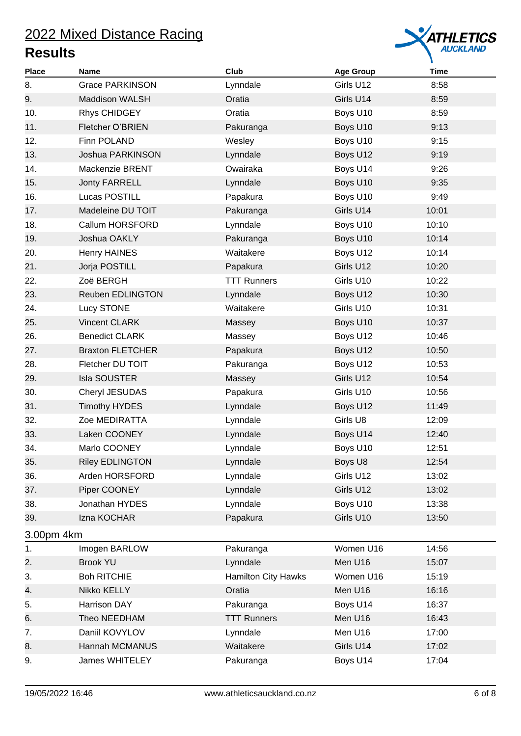# 2022 Mixed Distance Racing

## Results

| Place | Name | Club | Age Group | Time |
|---|---|---|---|---|
| 8. | Grace PARKINSON | Lynndale | Girls U12 | 8:58 |
| 9. | Maddison WALSH | Oratia | Girls U14 | 8:59 |
| 10. | Rhys CHIDGEY | Oratia | Boys U10 | 8:59 |
| 11. | Fletcher O'BRIEN | Pakuranga | Boys U10 | 9:13 |
| 12. | Finn POLAND | Wesley | Boys U10 | 9:15 |
| 13. | Joshua PARKINSON | Lynndale | Boys U12 | 9:19 |
| 14. | Mackenzie BRENT | Owairaka | Boys U14 | 9:26 |
| 15. | Jonty FARRELL | Lynndale | Boys U10 | 9:35 |
| 16. | Lucas POSTILL | Papakura | Boys U10 | 9:49 |
| 17. | Madeleine DU TOIT | Pakuranga | Girls U14 | 10:01 |
| 18. | Callum HORSFORD | Lynndale | Boys U10 | 10:10 |
| 19. | Joshua OAKLY | Pakuranga | Boys U10 | 10:14 |
| 20. | Henry HAINES | Waitakere | Boys U12 | 10:14 |
| 21. | Jorja POSTILL | Papakura | Girls U12 | 10:20 |
| 22. | Zoë BERGH | TTT Runners | Girls U10 | 10:22 |
| 23. | Reuben EDLINGTON | Lynndale | Boys U12 | 10:30 |
| 24. | Lucy STONE | Waitakere | Girls U10 | 10:31 |
| 25. | Vincent CLARK | Massey | Boys U10 | 10:37 |
| 26. | Benedict CLARK | Massey | Boys U12 | 10:46 |
| 27. | Braxton FLETCHER | Papakura | Boys U12 | 10:50 |
| 28. | Fletcher DU TOIT | Pakuranga | Boys U12 | 10:53 |
| 29. | Isla SOUSTER | Massey | Girls U12 | 10:54 |
| 30. | Cheryl JESUDAS | Papakura | Girls U10 | 10:56 |
| 31. | Timothy HYDES | Lynndale | Boys U12 | 11:49 |
| 32. | Zoe MEDIRATTA | Lynndale | Girls U8 | 12:09 |
| 33. | Laken COONEY | Lynndale | Boys U14 | 12:40 |
| 34. | Marlo COONEY | Lynndale | Boys U10 | 12:51 |
| 35. | Riley EDLINGTON | Lynndale | Boys U8 | 12:54 |
| 36. | Arden HORSFORD | Lynndale | Girls U12 | 13:02 |
| 37. | Piper COONEY | Lynndale | Girls U12 | 13:02 |
| 38. | Jonathan HYDES | Lynndale | Boys U10 | 13:38 |
| 39. | Izna KOCHAR | Papakura | Girls U10 | 13:50 |

### 3.00pm 4km

| Place | Name | Club | Age Group | Time |
|---|---|---|---|---|
| 1. | Imogen BARLOW | Pakuranga | Women U16 | 14:56 |
| 2. | Brook YU | Lynndale | Men U16 | 15:07 |
| 3. | Boh RITCHIE | Hamilton City Hawks | Women U16 | 15:19 |
| 4. | Nikko KELLY | Oratia | Men U16 | 16:16 |
| 5. | Harrison DAY | Pakuranga | Boys U14 | 16:37 |
| 6. | Theo NEEDHAM | TTT Runners | Men U16 | 16:43 |
| 7. | Daniil KOVYLOV | Lynndale | Men U16 | 17:00 |
| 8. | Hannah MCMANUS | Waitakere | Girls U14 | 17:02 |
| 9. | James WHITELEY | Pakuranga | Boys U14 | 17:04 |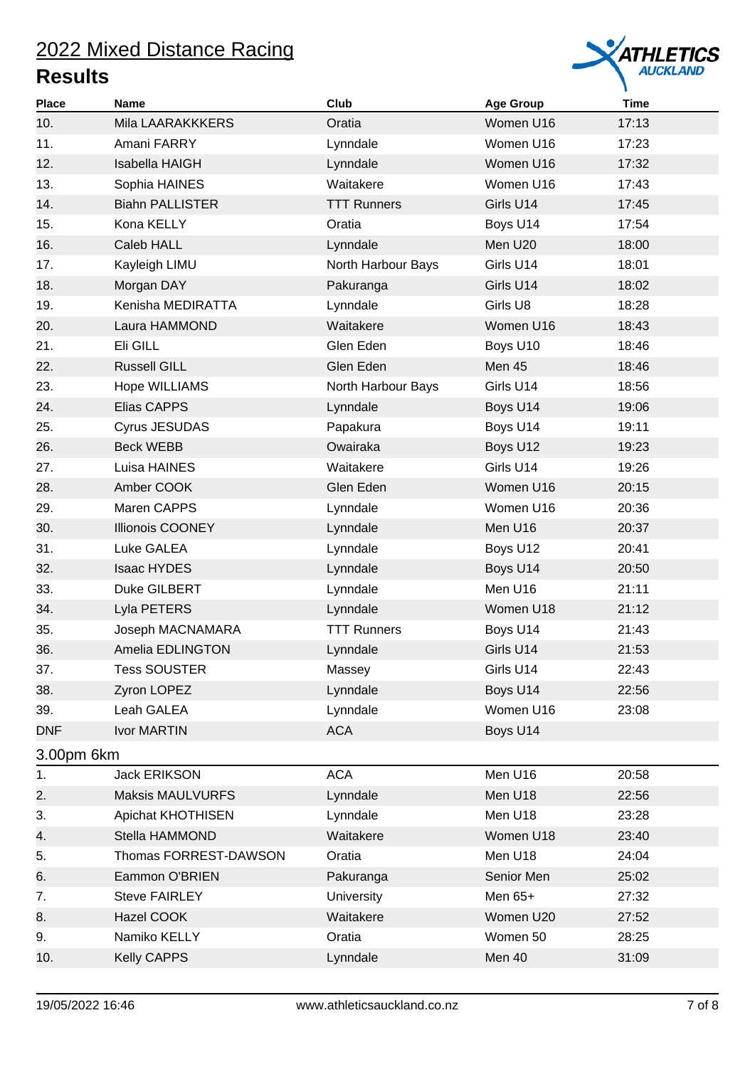# 2022 Mixed Distance Racing

## Results

| Place | Name | Club | Age Group | Time |
|---|---|---|---|---|
| 10. | Mila LAARAKKKERS | Oratia | Women U16 | 17:13 |
| 11. | Amani FARRY | Lynndale | Women U16 | 17:23 |
| 12. | Isabella HAIGH | Lynndale | Women U16 | 17:32 |
| 13. | Sophia HAINES | Waitakere | Women U16 | 17:43 |
| 14. | Biahn PALLISTER | TTT Runners | Girls U14 | 17:45 |
| 15. | Kona KELLY | Oratia | Boys U14 | 17:54 |
| 16. | Caleb HALL | Lynndale | Men U20 | 18:00 |
| 17. | Kayleigh LIMU | North Harbour Bays | Girls U14 | 18:01 |
| 18. | Morgan DAY | Pakuranga | Girls U14 | 18:02 |
| 19. | Kenisha MEDIRATTA | Lynndale | Girls U8 | 18:28 |
| 20. | Laura HAMMOND | Waitakere | Women U16 | 18:43 |
| 21. | Eli GILL | Glen Eden | Boys U10 | 18:46 |
| 22. | Russell GILL | Glen Eden | Men 45 | 18:46 |
| 23. | Hope WILLIAMS | North Harbour Bays | Girls U14 | 18:56 |
| 24. | Elias CAPPS | Lynndale | Boys U14 | 19:06 |
| 25. | Cyrus JESUDAS | Papakura | Boys U14 | 19:11 |
| 26. | Beck WEBB | Owairaka | Boys U12 | 19:23 |
| 27. | Luisa HAINES | Waitakere | Girls U14 | 19:26 |
| 28. | Amber COOK | Glen Eden | Women U16 | 20:15 |
| 29. | Maren CAPPS | Lynndale | Women U16 | 20:36 |
| 30. | Illionois COONEY | Lynndale | Men U16 | 20:37 |
| 31. | Luke GALEA | Lynndale | Boys U12 | 20:41 |
| 32. | Isaac HYDES | Lynndale | Boys U14 | 20:50 |
| 33. | Duke GILBERT | Lynndale | Men U16 | 21:11 |
| 34. | Lyla PETERS | Lynndale | Women U18 | 21:12 |
| 35. | Joseph MACNAMARA | TTT Runners | Boys U14 | 21:43 |
| 36. | Amelia EDLINGTON | Lynndale | Girls U14 | 21:53 |
| 37. | Tess SOUSTER | Massey | Girls U14 | 22:43 |
| 38. | Zyron LOPEZ | Lynndale | Boys U14 | 22:56 |
| 39. | Leah GALEA | Lynndale | Women U16 | 23:08 |
| DNF | Ivor MARTIN | ACA | Boys U14 | |

### 3.00pm 6km

| Place | Name | Club | Age Group | Time |
|---|---|---|---|---|
| 1. | Jack ERIKSON | ACA | Men U16 | 20:58 |
| 2. | Maksis MAULVURFS | Lynndale | Men U18 | 22:56 |
| 3. | Apichat KHOTHISEN | Lynndale | Men U18 | 23:28 |
| 4. | Stella HAMMOND | Waitakere | Women U18 | 23:40 |
| 5. | Thomas FORREST-DAWSON | Oratia | Men U18 | 24:04 |
| 6. | Eammon O'BRIEN | Pakuranga | Senior Men | 25:02 |
| 7. | Steve FAIRLEY | University | Men 65+ | 27:32 |
| 8. | Hazel COOK | Waitakere | Women U20 | 27:52 |
| 9. | Namiko KELLY | Oratia | Women 50 | 28:25 |
| 10. | Kelly CAPPS | Lynndale | Men 40 | 31:09 |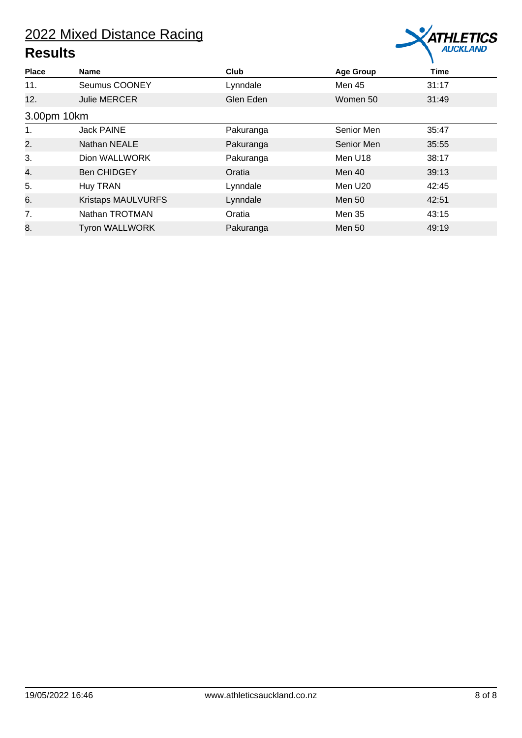# 2022 Mixed Distance Racing

## Results

| Place | Name | Club | Age Group | Time |
|---|---|---|---|---|
| 11. | Seumus COONEY | Lynndale | Men 45 | 31:17 |
| 12. | Julie MERCER | Glen Eden | Women 50 | 31:49 |

### 3.00pm 10km

| Place | Name | Club | Age Group | Time |
|---|---|---|---|---|
| 1. | Jack PAINE | Pakuranga | Senior Men | 35:47 |
| 2. | Nathan NEALE | Pakuranga | Senior Men | 35:55 |
| 3. | Dion WALLWORK | Pakuranga | Men U18 | 38:17 |
| 4. | Ben CHIDGEY | Oratia | Men 40 | 39:13 |
| 5. | Huy TRAN | Lynndale | Men U20 | 42:45 |
| 6. | Kristaps MAULVURFS | Lynndale | Men 50 | 42:51 |
| 7. | Nathan TROTMAN | Oratia | Men 35 | 43:15 |
| 8. | Tyron WALLWORK | Pakuranga | Men 50 | 49:19 |